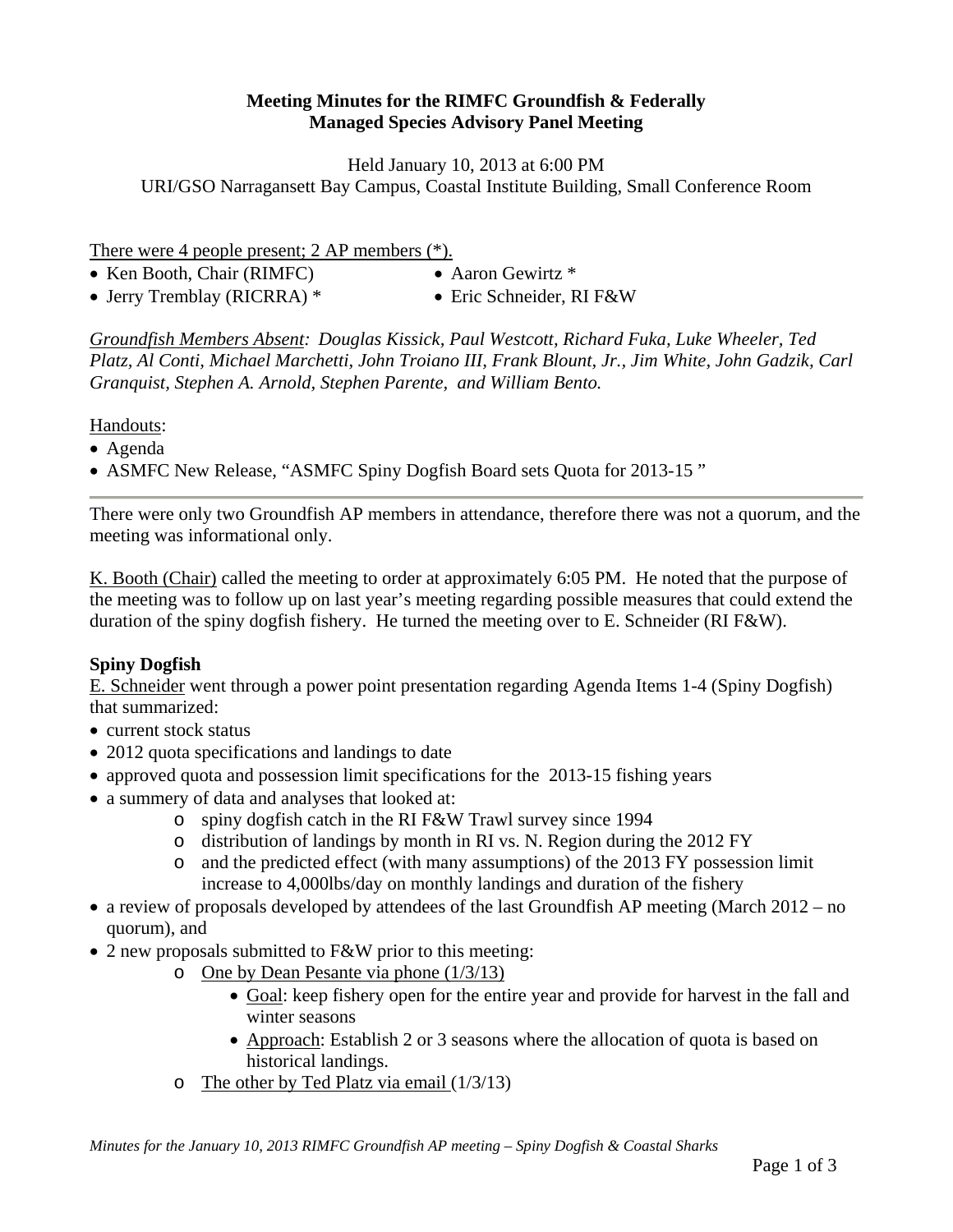**Meeting Minutes for the RIMFC Groundfish & Federally Managed Species Advisory Panel Meeting**

Held January 10, 2013 at 6:00 PM
URI/GSO Narragansett Bay Campus, Coastal Institute Building, Small Conference Room

There were 4 people present; 2 AP members (*).

- Ken Booth, Chair (RIMFC)
- Jerry Tremblay (RICRRA) *
- Aaron Gewirtz *
- Eric Schneider, RI F&W

*Groundfish Members Absent: Douglas Kissick, Paul Westcott, Richard Fuka, Luke Wheeler, Ted Platz, Al Conti, Michael Marchetti, John Troiano III, Frank Blount, Jr., Jim White, John Gadzik, Carl Granquist, Stephen A. Arnold, Stephen Parente, and William Bento.*

Handouts:

- Agenda
- ASMFC New Release, "ASMFC Spiny Dogfish Board sets Quota for 2013-15 "

---

There were only two Groundfish AP members in attendance, therefore there was not a quorum, and the meeting was informational only.

K. Booth (Chair) called the meeting to order at approximately 6:05 PM. He noted that the purpose of the meeting was to follow up on last year's meeting regarding possible measures that could extend the duration of the spiny dogfish fishery. He turned the meeting over to E. Schneider (RI F&W).

**Spiny Dogfish**

E. Schneider went through a power point presentation regarding Agenda Items 1-4 (Spiny Dogfish) that summarized:

- current stock status
- 2012 quota specifications and landings to date
- approved quota and possession limit specifications for the 2013-15 fishing years
- a summery of data and analyses that looked at:
  - spiny dogfish catch in the RI F&W Trawl survey since 1994
  - distribution of landings by month in RI vs. N. Region during the 2012 FY
  - and the predicted effect (with many assumptions) of the 2013 FY possession limit increase to 4,000lbs/day on monthly landings and duration of the fishery
- a review of proposals developed by attendees of the last Groundfish AP meeting (March 2012 – no quorum), and
- 2 new proposals submitted to F&W prior to this meeting:
  - One by Dean Pesante via phone (1/3/13)
    - Goal: keep fishery open for the entire year and provide for harvest in the fall and winter seasons
    - Approach: Establish 2 or 3 seasons where the allocation of quota is based on historical landings.
  - The other by Ted Platz via email (1/3/13)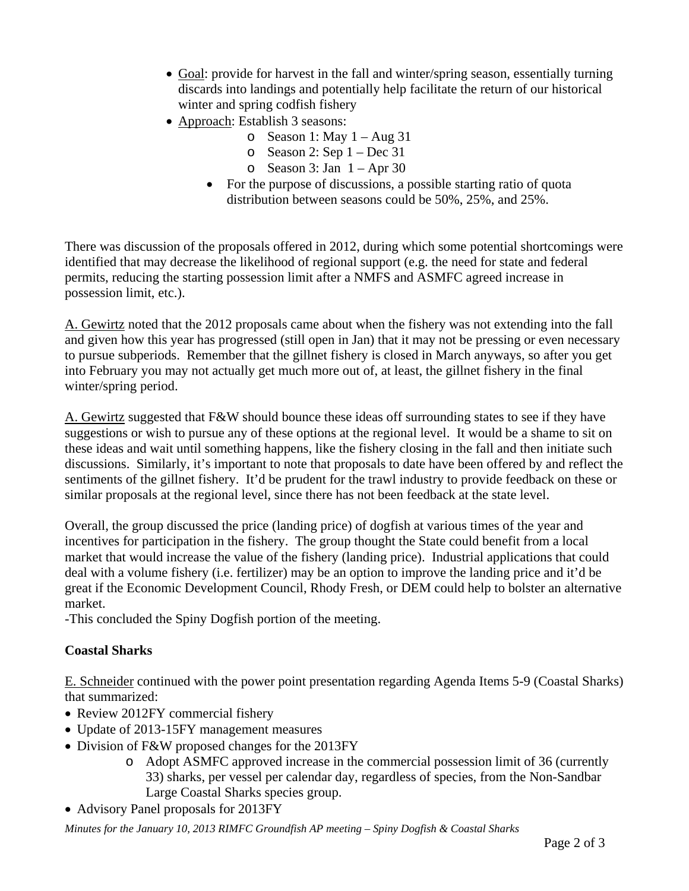- Goal: provide for harvest in the fall and winter/spring season, essentially turning discards into landings and potentially help facilitate the return of our historical winter and spring codfish fishery
- Approach: Establish 3 seasons:
    - Season 1: May 1 – Aug 31
    - Season 2: Sep 1 – Dec 31
    - Season 3: Jan 1 – Apr 30
  - For the purpose of discussions, a possible starting ratio of quota distribution between seasons could be 50%, 25%, and 25%.

There was discussion of the proposals offered in 2012, during which some potential shortcomings were identified that may decrease the likelihood of regional support (e.g. the need for state and federal permits, reducing the starting possession limit after a NMFS and ASMFC agreed increase in possession limit, etc.).

A. Gewirtz noted that the 2012 proposals came about when the fishery was not extending into the fall and given how this year has progressed (still open in Jan) that it may not be pressing or even necessary to pursue subperiods. Remember that the gillnet fishery is closed in March anyways, so after you get into February you may not actually get much more out of, at least, the gillnet fishery in the final winter/spring period.

A. Gewirtz suggested that F&W should bounce these ideas off surrounding states to see if they have suggestions or wish to pursue any of these options at the regional level. It would be a shame to sit on these ideas and wait until something happens, like the fishery closing in the fall and then initiate such discussions. Similarly, it's important to note that proposals to date have been offered by and reflect the sentiments of the gillnet fishery. It'd be prudent for the trawl industry to provide feedback on these or similar proposals at the regional level, since there has not been feedback at the state level.

Overall, the group discussed the price (landing price) of dogfish at various times of the year and incentives for participation in the fishery. The group thought the State could benefit from a local market that would increase the value of the fishery (landing price). Industrial applications that could deal with a volume fishery (i.e. fertilizer) may be an option to improve the landing price and it'd be great if the Economic Development Council, Rhody Fresh, or DEM could help to bolster an alternative market.

-This concluded the Spiny Dogfish portion of the meeting.

**Coastal Sharks**

E. Schneider continued with the power point presentation regarding Agenda Items 5-9 (Coastal Sharks) that summarized:

- Review 2012FY commercial fishery
- Update of 2013-15FY management measures
- Division of F&W proposed changes for the 2013FY
    - Adopt ASMFC approved increase in the commercial possession limit of 36 (currently 33) sharks, per vessel per calendar day, regardless of species, from the Non-Sandbar Large Coastal Sharks species group.
- Advisory Panel proposals for 2013FY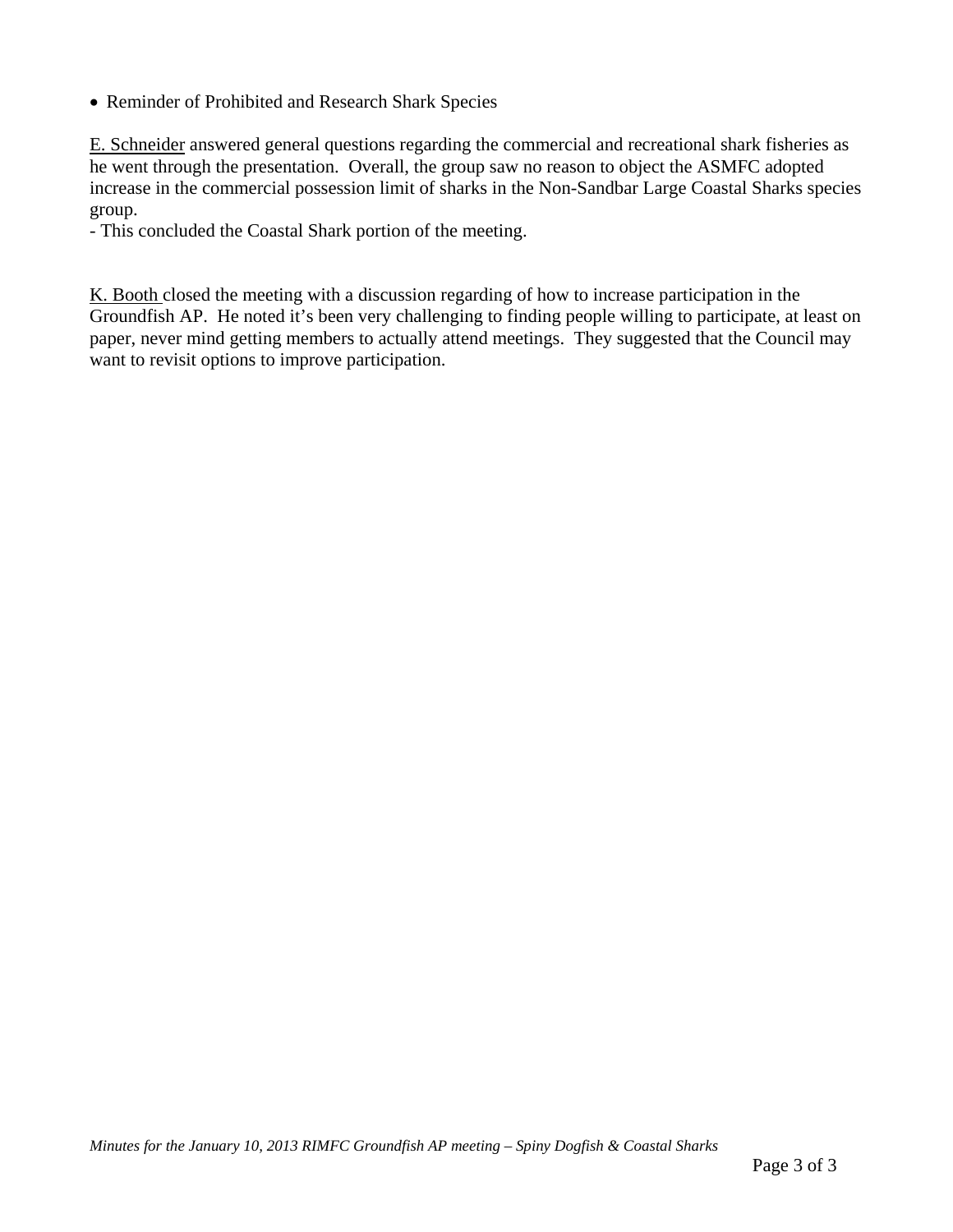- Reminder of Prohibited and Research Shark Species

E. Schneider answered general questions regarding the commercial and recreational shark fisheries as he went through the presentation. Overall, the group saw no reason to object the ASMFC adopted increase in the commercial possession limit of sharks in the Non-Sandbar Large Coastal Sharks species group.
- This concluded the Coastal Shark portion of the meeting.

K. Booth closed the meeting with a discussion regarding of how to increase participation in the Groundfish AP. He noted it's been very challenging to finding people willing to participate, at least on paper, never mind getting members to actually attend meetings. They suggested that the Council may want to revisit options to improve participation.